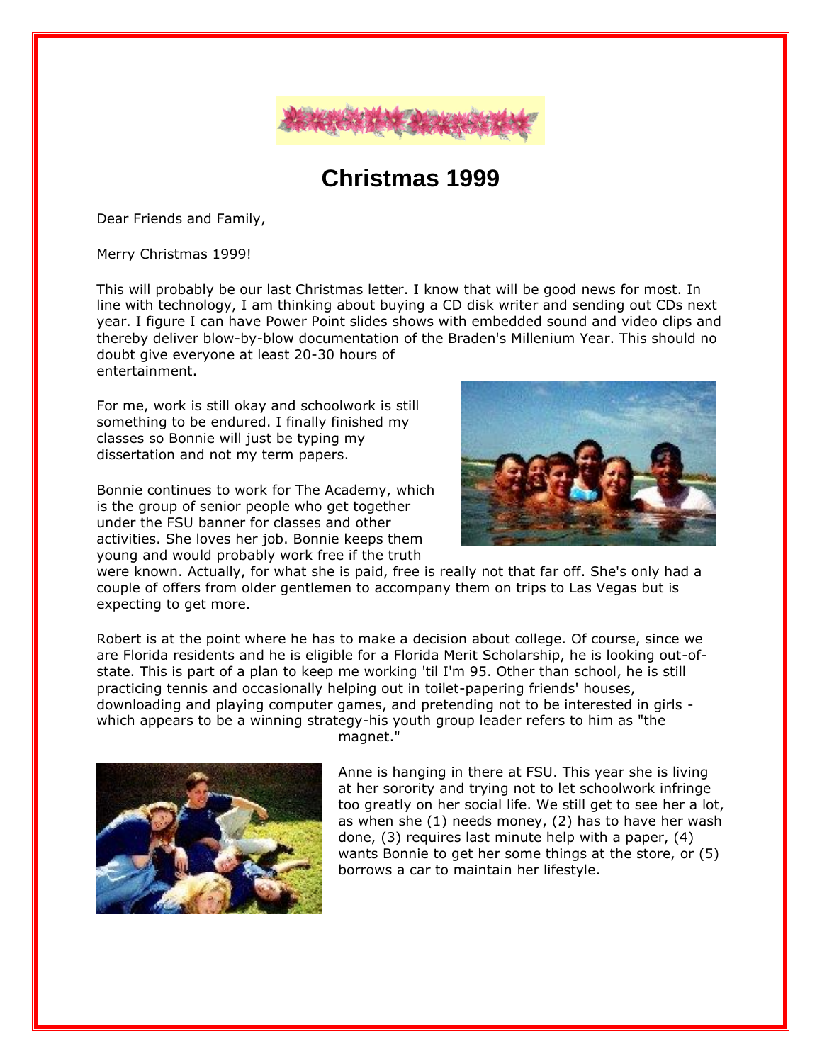# Christmas 1999

Dear Friends and Family,

Merry Christmas 1999!

This will probably be our last Christmas letter. I know that will be good news for most. In line with technology, I am thinking about buying a CD disk writer and sending out CDs next year. I figure I can have Power Point slides shows with embedded sound and video clips and thereby deliver blow-by-blow documentation of the Braden's Millenium Year. This should no doubt give everyone at least 20-30 hours of entertainment.

For me, work is still okay and schoolwork is still something to be endured. I finally finished my classes so Bonnie will just be typing my dissertation and not my term papers.

Bonnie continues to work for The Academy, which is the group of senior people who get together under the FSU banner for classes and other activities. She loves her job. Bonnie keeps them young and would probably work free if the truth were known. Actually, for what she is paid, free is really not that far off. She's only had a couple of offers from older gentlemen to accompany them on trips to Las Vegas but is expecting to get more.

Robert is at the point where he has to make a decision about college. Of course, since we are Florida residents and he is eligible for a Florida Merit Scholarship, he is looking out-of-state. This is part of a plan to keep me working 'til I'm 95. Other than school, he is still practicing tennis and occasionally helping out in toilet-papering friends' houses, downloading and playing computer games, and pretending not to be interested in girls - which appears to be a winning strategy-his youth group leader refers to him as "the magnet."

Anne is hanging in there at FSU. This year she is living at her sorority and trying not to let schoolwork infringe too greatly on her social life. We still get to see her a lot, as when she (1) needs money, (2) has to have her wash done, (3) requires last minute help with a paper, (4) wants Bonnie to get her some things at the store, or (5) borrows a car to maintain her lifestyle.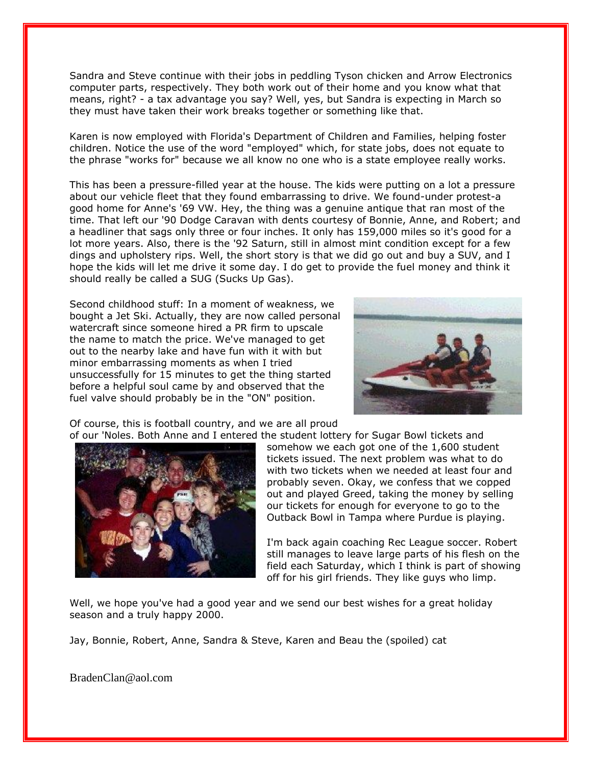Sandra and Steve continue with their jobs in peddling Tyson chicken and Arrow Electronics computer parts, respectively. They both work out of their home and you know what that means, right? - a tax advantage you say? Well, yes, but Sandra is expecting in March so they must have taken their work breaks together or something like that.

Karen is now employed with Florida's Department of Children and Families, helping foster children. Notice the use of the word "employed" which, for state jobs, does not equate to the phrase "works for" because we all know no one who is a state employee really works.

This has been a pressure-filled year at the house. The kids were putting on a lot a pressure about our vehicle fleet that they found embarrassing to drive. We found-under protest-a good home for Anne's '69 VW. Hey, the thing was a genuine antique that ran most of the time. That left our '90 Dodge Caravan with dents courtesy of Bonnie, Anne, and Robert; and a headliner that sags only three or four inches. It only has 159,000 miles so it's good for a lot more years. Also, there is the '92 Saturn, still in almost mint condition except for a few dings and upholstery rips. Well, the short story is that we did go out and buy a SUV, and I hope the kids will let me drive it some day. I do get to provide the fuel money and think it should really be called a SUG (Sucks Up Gas).

Second childhood stuff: In a moment of weakness, we bought a Jet Ski. Actually, they are now called personal watercraft since someone hired a PR firm to upscale the name to match the price. We've managed to get out to the nearby lake and have fun with it with but minor embarrassing moments as when I tried unsuccessfully for 15 minutes to get the thing started before a helpful soul came by and observed that the fuel valve should probably be in the "ON" position.

Of course, this is football country, and we are all proud of our 'Noles. Both Anne and I entered the student lottery for Sugar Bowl tickets and somehow we each got one of the 1,600 student tickets issued. The next problem was what to do with two tickets when we needed at least four and probably seven. Okay, we confess that we copped out and played Greed, taking the money by selling our tickets for enough for everyone to go to the Outback Bowl in Tampa where Purdue is playing.

I'm back again coaching Rec League soccer. Robert still manages to leave large parts of his flesh on the field each Saturday, which I think is part of showing off for his girl friends. They like guys who limp.

Well, we hope you've had a good year and we send our best wishes for a great holiday season and a truly happy 2000.

Jay, Bonnie, Robert, Anne, Sandra & Steve, Karen and Beau the (spoiled) cat

BradenClan@aol.com